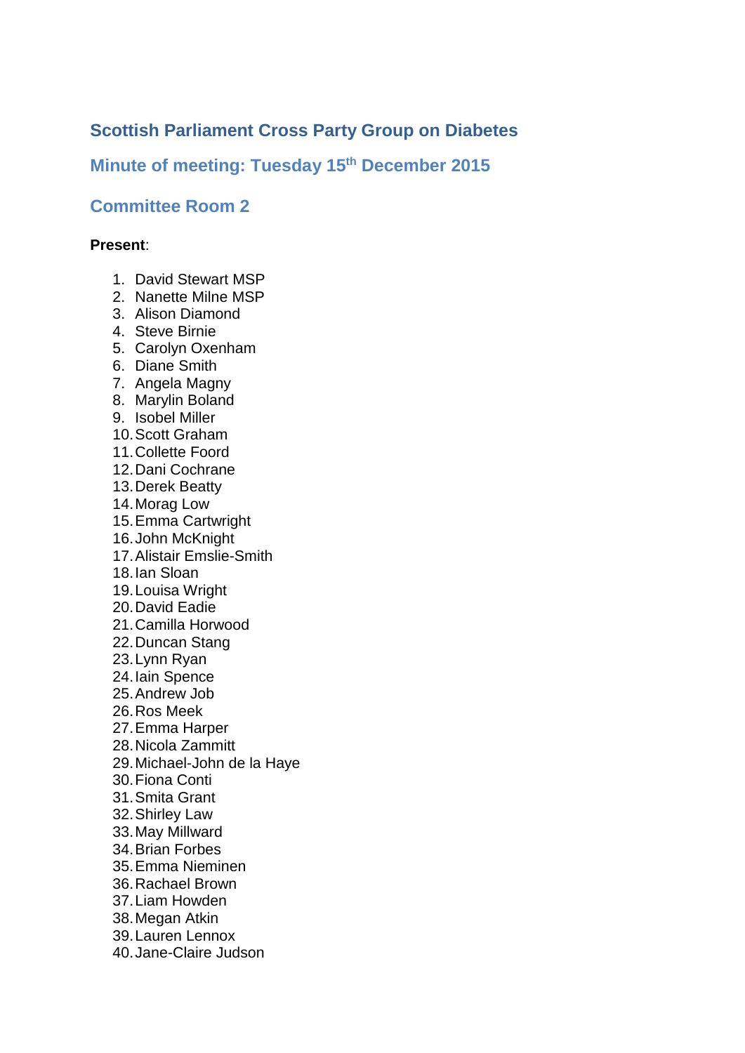## Scottish Parliament Cross Party Group on Diabetes

### Minute of meeting: Tuesday 15th December 2015

### Committee Room 2

**Present**:

1. David Stewart MSP
2. Nanette Milne MSP
3. Alison Diamond
4. Steve Birnie
5. Carolyn Oxenham
6. Diane Smith
7. Angela Magny
8. Marylin Boland
9. Isobel Miller
10. Scott Graham
11. Collette Foord
12. Dani Cochrane
13. Derek Beatty
14. Morag Low
15. Emma Cartwright
16. John McKnight
17. Alistair Emslie-Smith
18. Ian Sloan
19. Louisa Wright
20. David Eadie
21. Camilla Horwood
22. Duncan Stang
23. Lynn Ryan
24. Iain Spence
25. Andrew Job
26. Ros Meek
27. Emma Harper
28. Nicola Zammitt
29. Michael-John de la Haye
30. Fiona Conti
31. Smita Grant
32. Shirley Law
33. May Millward
34. Brian Forbes
35. Emma Nieminen
36. Rachael Brown
37. Liam Howden
38. Megan Atkin
39. Lauren Lennox
40. Jane-Claire Judson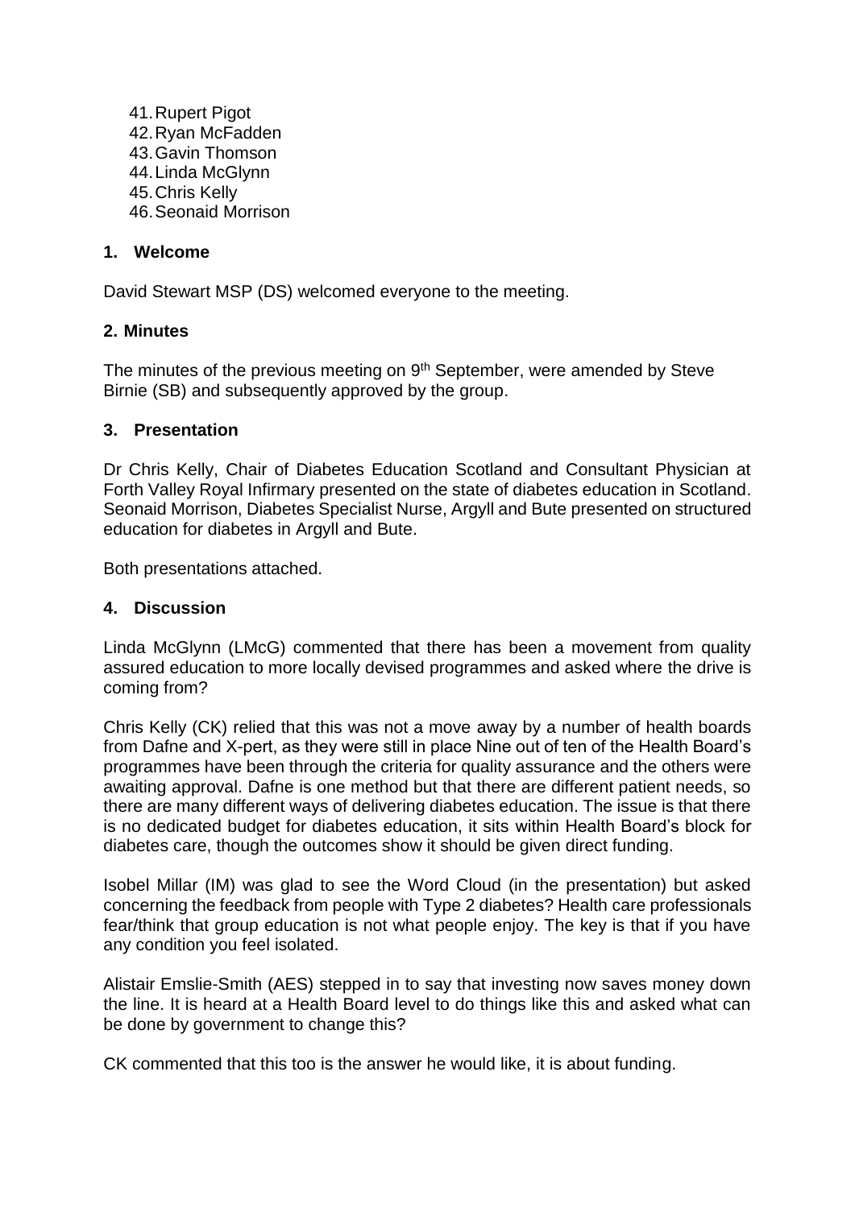41. Rupert Pigot
42. Ryan McFadden
43. Gavin Thomson
44. Linda McGlynn
45. Chris Kelly
46. Seonaid Morrison

**1. Welcome**

David Stewart MSP (DS) welcomed everyone to the meeting.

**2. Minutes**

The minutes of the previous meeting on 9th September, were amended by Steve Birnie (SB) and subsequently approved by the group.

**3. Presentation**

Dr Chris Kelly, Chair of Diabetes Education Scotland and Consultant Physician at Forth Valley Royal Infirmary presented on the state of diabetes education in Scotland. Seonaid Morrison, Diabetes Specialist Nurse, Argyll and Bute presented on structured education for diabetes in Argyll and Bute.

Both presentations attached.

**4. Discussion**

Linda McGlynn (LMcG) commented that there has been a movement from quality assured education to more locally devised programmes and asked where the drive is coming from?

Chris Kelly (CK) relied that this was not a move away by a number of health boards from Dafne and X-pert, as they were still in place Nine out of ten of the Health Board's programmes have been through the criteria for quality assurance and the others were awaiting approval. Dafne is one method but that there are different patient needs, so there are many different ways of delivering diabetes education. The issue is that there is no dedicated budget for diabetes education, it sits within Health Board's block for diabetes care, though the outcomes show it should be given direct funding.

Isobel Millar (IM) was glad to see the Word Cloud (in the presentation) but asked concerning the feedback from people with Type 2 diabetes? Health care professionals fear/think that group education is not what people enjoy. The key is that if you have any condition you feel isolated.

Alistair Emslie-Smith (AES) stepped in to say that investing now saves money down the line. It is heard at a Health Board level to do things like this and asked what can be done by government to change this?

CK commented that this too is the answer he would like, it is about funding.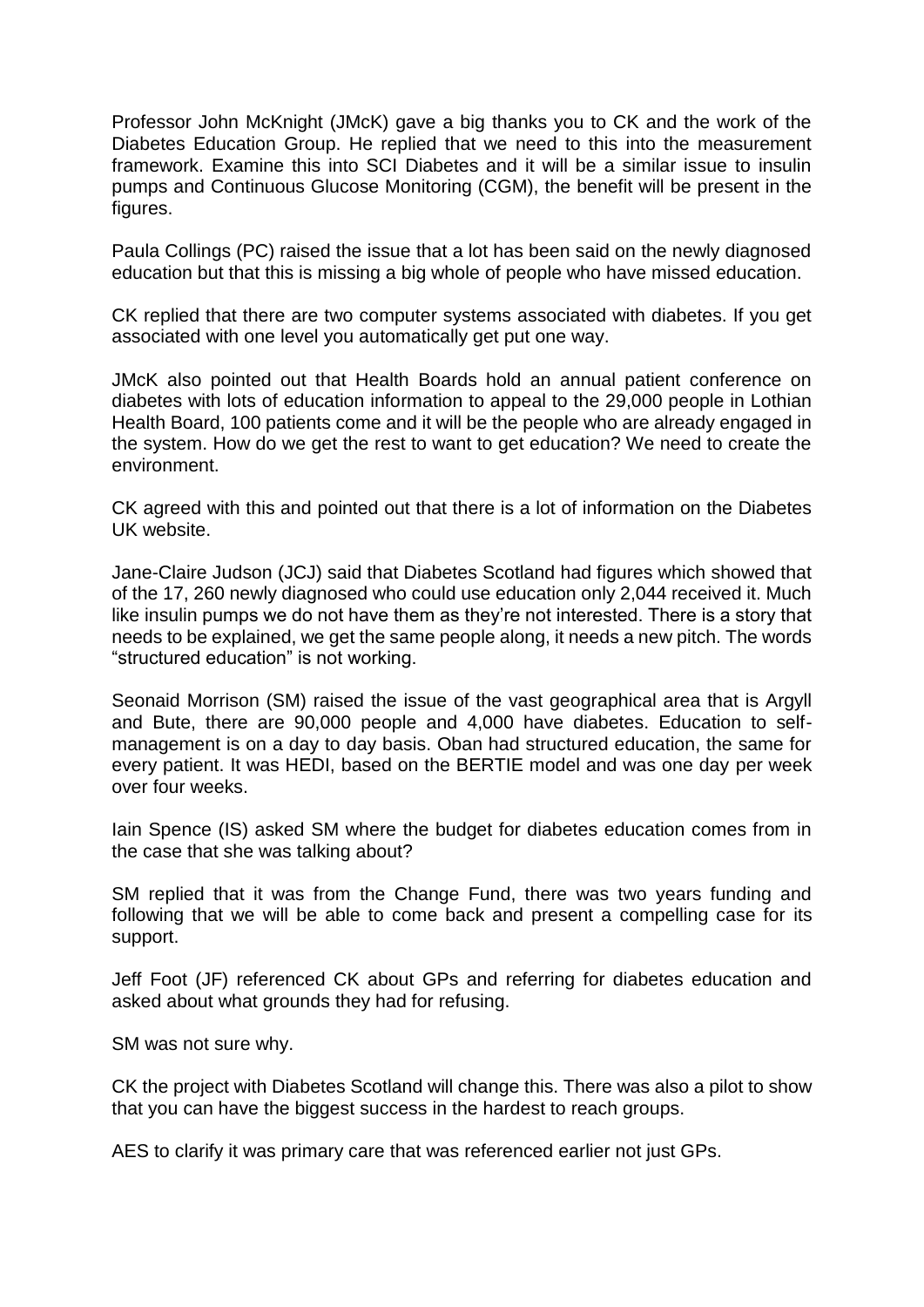Professor John McKnight (JMcK) gave a big thanks you to CK and the work of the Diabetes Education Group. He replied that we need to this into the measurement framework. Examine this into SCI Diabetes and it will be a similar issue to insulin pumps and Continuous Glucose Monitoring (CGM), the benefit will be present in the figures.

Paula Collings (PC) raised the issue that a lot has been said on the newly diagnosed education but that this is missing a big whole of people who have missed education.

CK replied that there are two computer systems associated with diabetes. If you get associated with one level you automatically get put one way.

JMcK also pointed out that Health Boards hold an annual patient conference on diabetes with lots of education information to appeal to the 29,000 people in Lothian Health Board, 100 patients come and it will be the people who are already engaged in the system. How do we get the rest to want to get education? We need to create the environment.

CK agreed with this and pointed out that there is a lot of information on the Diabetes UK website.

Jane-Claire Judson (JCJ) said that Diabetes Scotland had figures which showed that of the 17, 260 newly diagnosed who could use education only 2,044 received it. Much like insulin pumps we do not have them as they're not interested. There is a story that needs to be explained, we get the same people along, it needs a new pitch. The words "structured education" is not working.

Seonaid Morrison (SM) raised the issue of the vast geographical area that is Argyll and Bute, there are 90,000 people and 4,000 have diabetes. Education to self-management is on a day to day basis. Oban had structured education, the same for every patient. It was HEDI, based on the BERTIE model and was one day per week over four weeks.

Iain Spence (IS) asked SM where the budget for diabetes education comes from in the case that she was talking about?

SM replied that it was from the Change Fund, there was two years funding and following that we will be able to come back and present a compelling case for its support.

Jeff Foot (JF) referenced CK about GPs and referring for diabetes education and asked about what grounds they had for refusing.

SM was not sure why.

CK the project with Diabetes Scotland will change this. There was also a pilot to show that you can have the biggest success in the hardest to reach groups.

AES to clarify it was primary care that was referenced earlier not just GPs.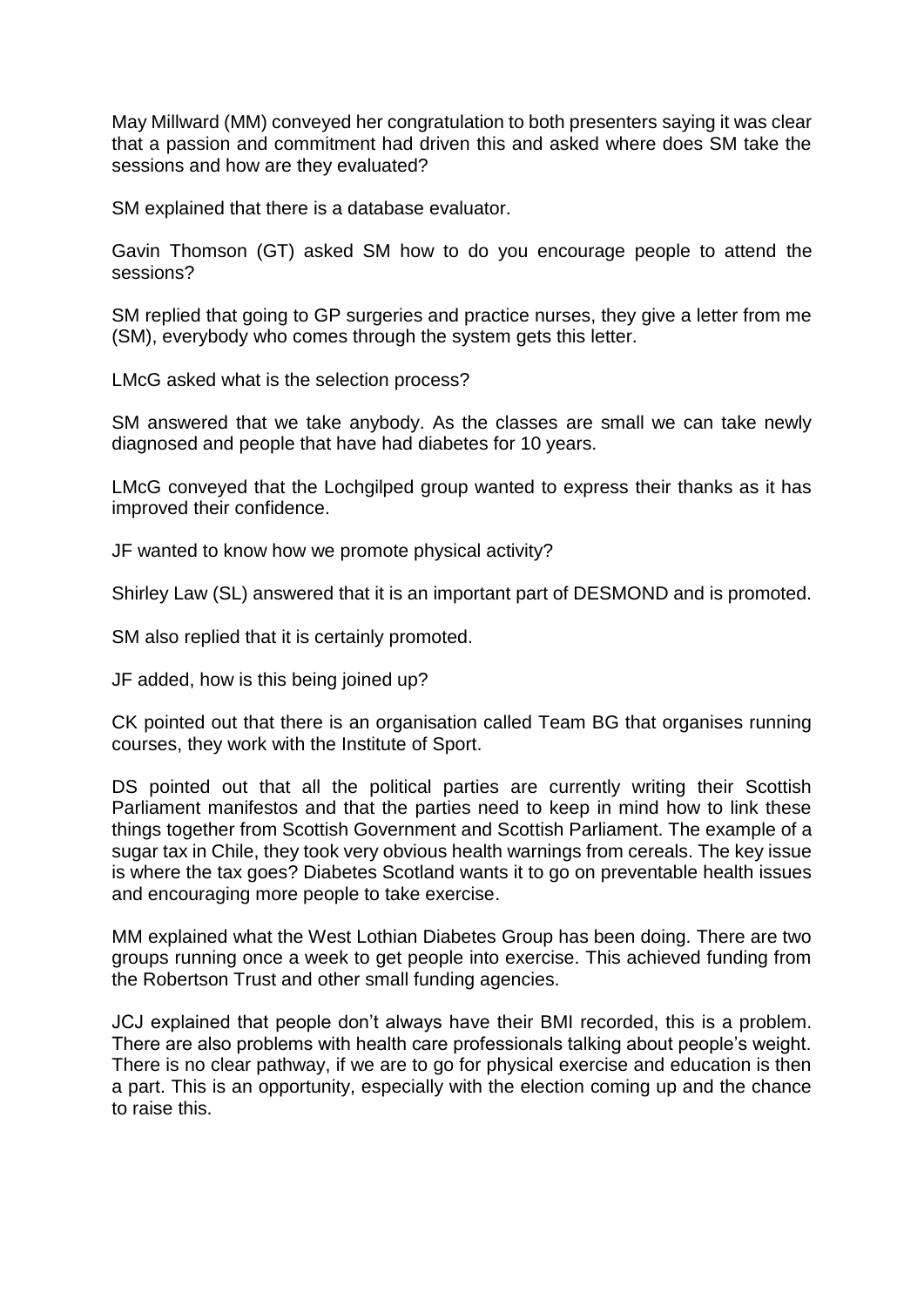May Millward (MM) conveyed her congratulation to both presenters saying it was clear that a passion and commitment had driven this and asked where does SM take the sessions and how are they evaluated?

SM explained that there is a database evaluator.

Gavin Thomson (GT) asked SM how to do you encourage people to attend the sessions?

SM replied that going to GP surgeries and practice nurses, they give a letter from me (SM), everybody who comes through the system gets this letter.

LMcG asked what is the selection process?

SM answered that we take anybody. As the classes are small we can take newly diagnosed and people that have had diabetes for 10 years.

LMcG conveyed that the Lochgilped group wanted to express their thanks as it has improved their confidence.

JF wanted to know how we promote physical activity?

Shirley Law (SL) answered that it is an important part of DESMOND and is promoted.

SM also replied that it is certainly promoted.

JF added, how is this being joined up?

CK pointed out that there is an organisation called Team BG that organises running courses, they work with the Institute of Sport.

DS pointed out that all the political parties are currently writing their Scottish Parliament manifestos and that the parties need to keep in mind how to link these things together from Scottish Government and Scottish Parliament. The example of a sugar tax in Chile, they took very obvious health warnings from cereals. The key issue is where the tax goes? Diabetes Scotland wants it to go on preventable health issues and encouraging more people to take exercise.

MM explained what the West Lothian Diabetes Group has been doing. There are two groups running once a week to get people into exercise. This achieved funding from the Robertson Trust and other small funding agencies.

JCJ explained that people don't always have their BMI recorded, this is a problem. There are also problems with health care professionals talking about people's weight. There is no clear pathway, if we are to go for physical exercise and education is then a part. This is an opportunity, especially with the election coming up and the chance to raise this.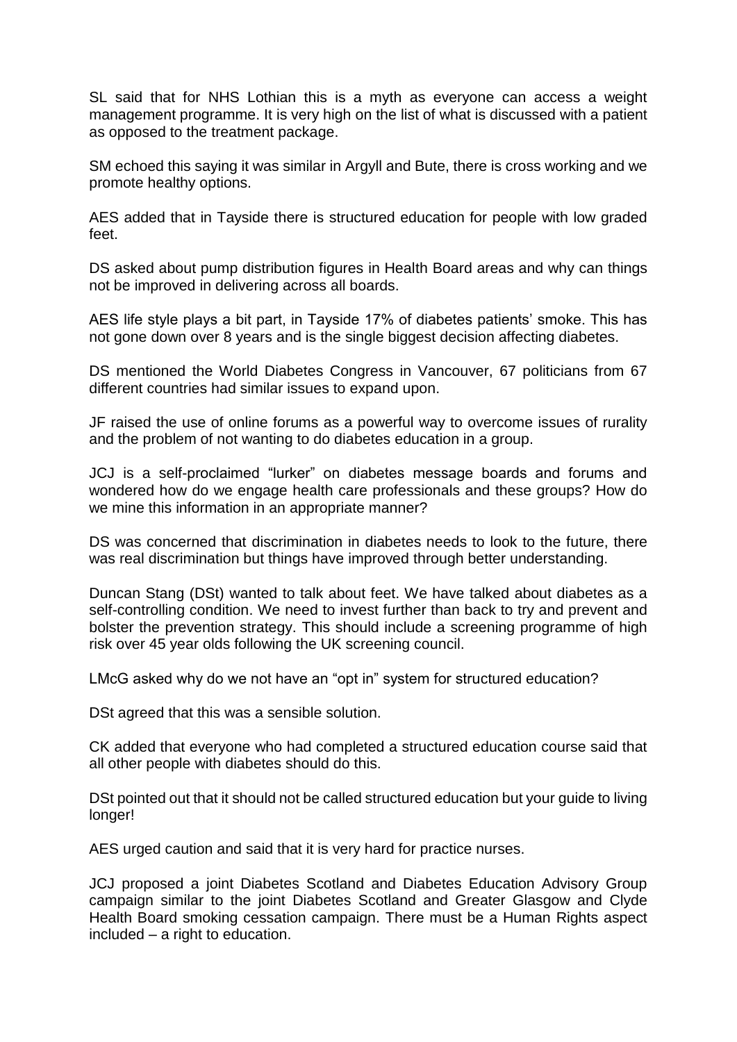SL said that for NHS Lothian this is a myth as everyone can access a weight management programme. It is very high on the list of what is discussed with a patient as opposed to the treatment package.

SM echoed this saying it was similar in Argyll and Bute, there is cross working and we promote healthy options.

AES added that in Tayside there is structured education for people with low graded feet.

DS asked about pump distribution figures in Health Board areas and why can things not be improved in delivering across all boards.

AES life style plays a bit part, in Tayside 17% of diabetes patients' smoke. This has not gone down over 8 years and is the single biggest decision affecting diabetes.

DS mentioned the World Diabetes Congress in Vancouver, 67 politicians from 67 different countries had similar issues to expand upon.

JF raised the use of online forums as a powerful way to overcome issues of rurality and the problem of not wanting to do diabetes education in a group.

JCJ is a self-proclaimed "lurker" on diabetes message boards and forums and wondered how do we engage health care professionals and these groups? How do we mine this information in an appropriate manner?

DS was concerned that discrimination in diabetes needs to look to the future, there was real discrimination but things have improved through better understanding.

Duncan Stang (DSt) wanted to talk about feet. We have talked about diabetes as a self-controlling condition. We need to invest further than back to try and prevent and bolster the prevention strategy. This should include a screening programme of high risk over 45 year olds following the UK screening council.

LMcG asked why do we not have an "opt in" system for structured education?

DSt agreed that this was a sensible solution.

CK added that everyone who had completed a structured education course said that all other people with diabetes should do this.

DSt pointed out that it should not be called structured education but your guide to living longer!

AES urged caution and said that it is very hard for practice nurses.

JCJ proposed a joint Diabetes Scotland and Diabetes Education Advisory Group campaign similar to the joint Diabetes Scotland and Greater Glasgow and Clyde Health Board smoking cessation campaign. There must be a Human Rights aspect included – a right to education.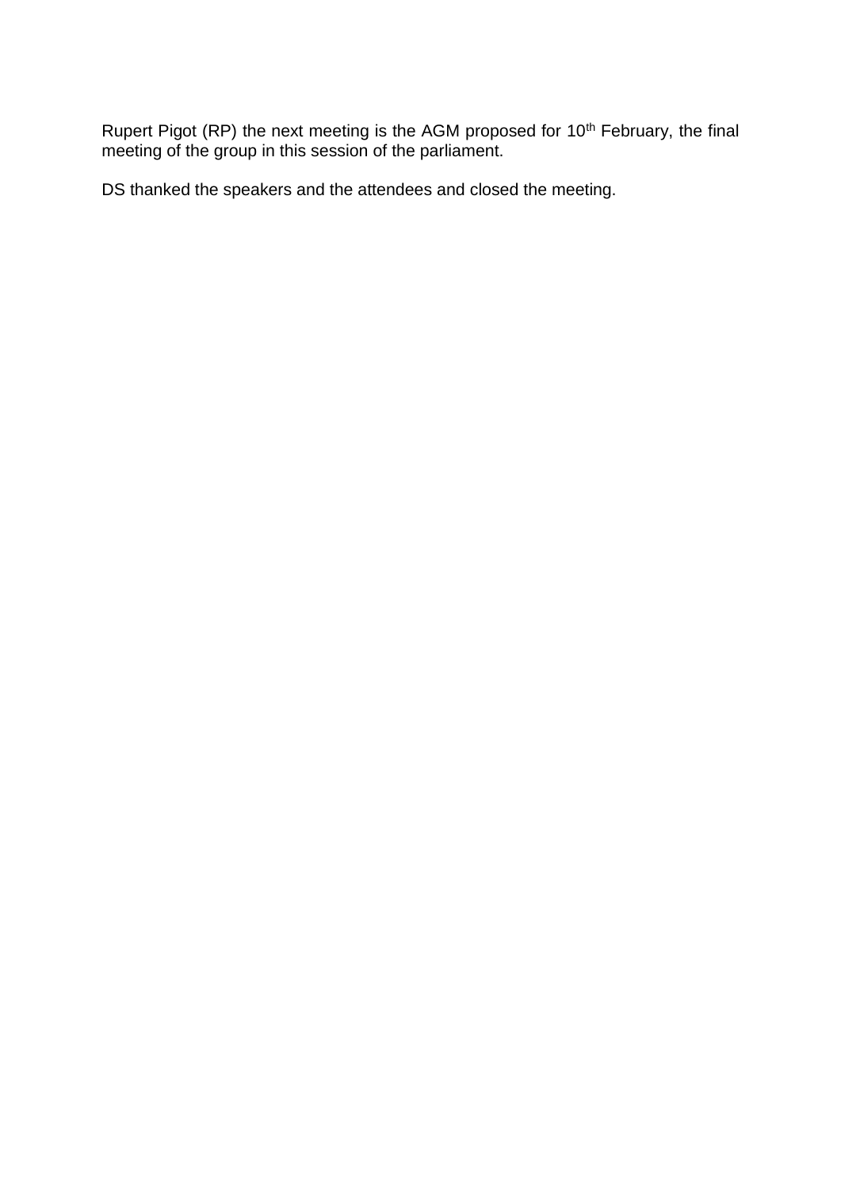Rupert Pigot (RP) the next meeting is the AGM proposed for 10th February, the final meeting of the group in this session of the parliament.

DS thanked the speakers and the attendees and closed the meeting.